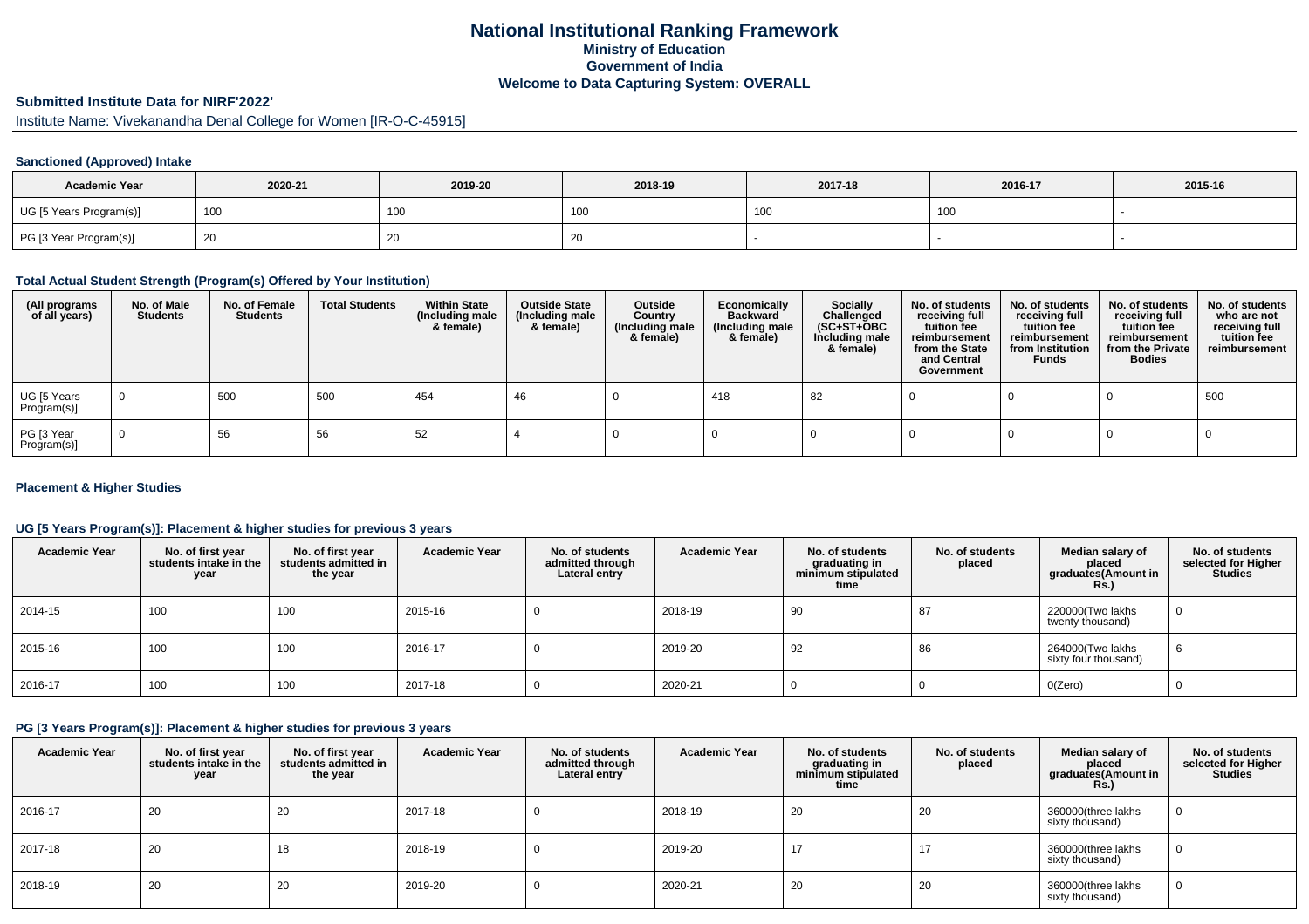# National Institutional Ranking Framework
## Ministry of Education
## Government of India
## Welcome to Data Capturing System: OVERALL

**Submitted Institute Data for NIRF'2022'**

Institute Name: Vivekanandha Denal College for Women [IR-O-C-45915]

### Sanctioned (Approved) Intake

| Academic Year | 2020-21 | 2019-20 | 2018-19 | 2017-18 | 2016-17 | 2015-16 |
|---|---|---|---|---|---|---|
| UG [5 Years Program(s)] | 100 | 100 | 100 | 100 | 100 | - |
| PG [3 Year Program(s)] | 20 | 20 | 20 | - | - | - |

### Total Actual Student Strength (Program(s) Offered by Your Institution)

| (All programs of all years) | No. of Male Students | No. of Female Students | Total Students | Within State (Including male & female) | Outside State (Including male & female) | Outside Country (Including male & female) | Economically Backward (Including male & female) | Socially Challenged (SC+ST+OBC Including male & female) | No. of students receiving full tuition fee reimbursement from the State and Central Government | No. of students receiving full tuition fee reimbursement from Institution Funds | No. of students receiving full tuition fee reimbursement from the Private Bodies | No. of students who are not receiving full tuition fee reimbursement |
|---|---|---|---|---|---|---|---|---|---|---|---|---|
| UG [5 Years Program(s)] | 0 | 500 | 500 | 454 | 46 | 0 | 418 | 82 | 0 | 0 | 0 | 500 |
| PG [3 Year Program(s)] | 0 | 56 | 56 | 52 | 4 | 0 | 0 | 0 | 0 | 0 | 0 | 0 |

### Placement & Higher Studies

#### UG [5 Years Program(s)]: Placement & higher studies for previous 3 years

| Academic Year | No. of first year students intake in the year | No. of first year students admitted in the year | Academic Year | No. of students admitted through Lateral entry | Academic Year | No. of students graduating in minimum stipulated time | No. of students placed | Median salary of placed graduates(Amount in Rs.) | No. of students selected for Higher Studies |
|---|---|---|---|---|---|---|---|---|---|
| 2014-15 | 100 | 100 | 2015-16 | 0 | 2018-19 | 90 | 87 | 220000(Two lakhs twenty thousand) | 0 |
| 2015-16 | 100 | 100 | 2016-17 | 0 | 2019-20 | 92 | 86 | 264000(Two lakhs sixty four thousand) | 6 |
| 2016-17 | 100 | 100 | 2017-18 | 0 | 2020-21 | 0 | 0 | 0(Zero) | 0 |

#### PG [3 Years Program(s)]: Placement & higher studies for previous 3 years

| Academic Year | No. of first year students intake in the year | No. of first year students admitted in the year | Academic Year | No. of students admitted through Lateral entry | Academic Year | No. of students graduating in minimum stipulated time | No. of students placed | Median salary of placed graduates(Amount in Rs.) | No. of students selected for Higher Studies |
|---|---|---|---|---|---|---|---|---|---|
| 2016-17 | 20 | 20 | 2017-18 | 0 | 2018-19 | 20 | 20 | 360000(three lakhs sixty thousand) | 0 |
| 2017-18 | 20 | 18 | 2018-19 | 0 | 2019-20 | 17 | 17 | 360000(three lakhs sixty thousand) | 0 |
| 2018-19 | 20 | 20 | 2019-20 | 0 | 2020-21 | 20 | 20 | 360000(three lakhs sixty thousand) | 0 |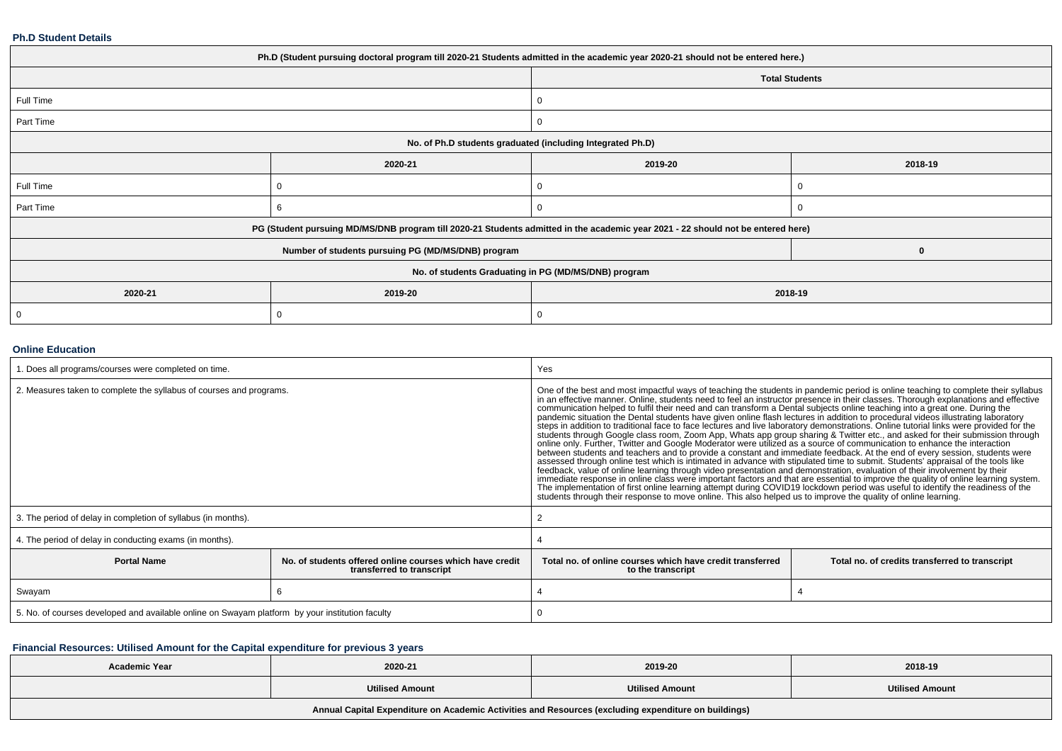### Ph.D Student Details

| Ph.D (Student pursuing doctoral program till 2020-21 Students admitted in the academic year 2020-21 should not be entered here.) | | | |
|---|---|---|---|
| | | Total Students | |
| Full Time | | 0 | |
| Part Time | | 0 | |
| No. of Ph.D students graduated (including Integrated Ph.D) | | | |
| | 2020-21 | 2019-20 | 2018-19 |
| Full Time | 0 | 0 | 0 |
| Part Time | 6 | 0 | 0 |
| PG (Student pursuing MD/MS/DNB program till 2020-21 Students admitted in the academic year 2021 - 22 should not be entered here) | | | |
| Number of students pursuing PG (MD/MS/DNB) program | | | 0 |
| No. of students Graduating in PG (MD/MS/DNB) program | | | |
| 2020-21 | 2019-20 | 2018-19 | |
| 0 | 0 | 0 | |

### Online Education

| | | | |
|---|---|---|---|
| 1. Does all programs/courses were completed on time. | | Yes | |
| 2. Measures taken to complete the syllabus of courses and programs. | | One of the best and most impactful ways of teaching the students in pandemic period is online teaching to complete their syllabus in an effective manner. Online, students need to feel an instructor presence in their classes. Thorough explanations and effective communication helped to fulfil their need and can transform a Dental subjects online teaching into a great one. During the pandemic situation the Dental students have given online flash lectures in addition to procedural videos illustrating laboratory steps in addition to traditional face to face lectures and live laboratory demonstrations. Online tutorial links were provided for the students through Google class room, Zoom App, Whats app group sharing & Twitter etc., and asked for their submission through online only. Further, Twitter and Google Moderator were utilized as a source of communication to enhance the interaction between students and teachers and to provide a constant and immediate feedback. At the end of every session, students were assessed through online test which is intimated in advance with stipulated time to submit. Students' appraisal of the tools like feedback, value of online learning through video presentation and demonstration, evaluation of their involvement by their immediate response in online class were important factors and that are essential to improve the quality of online learning system. The implementation of first online learning attempt during COVID19 lockdown period was useful to identify the readiness of the students through their response to move online. This also helped us to improve the quality of online learning. | |
| 3. The period of delay in completion of syllabus (in months). | | 2 | |
| 4. The period of delay in conducting exams (in months). | | 4 | |
| **Portal Name** | **No. of students offered online courses which have credit transferred to transcript** | **Total no. of online courses which have credit transferred to the transcript** | **Total no. of credits transferred to transcript** |
| Swayam | 6 | 4 | 4 |
| 5. No. of courses developed and available online on Swayam platform by your institution faculty | | 0 | |

### Financial Resources: Utilised Amount for the Capital expenditure for previous 3 years

| Academic Year | 2020-21 | 2019-20 | 2018-19 |
|---|---|---|---|
| | Utilised Amount | Utilised Amount | Utilised Amount |
| Annual Capital Expenditure on Academic Activities and Resources (excluding expenditure on buildings) | | | |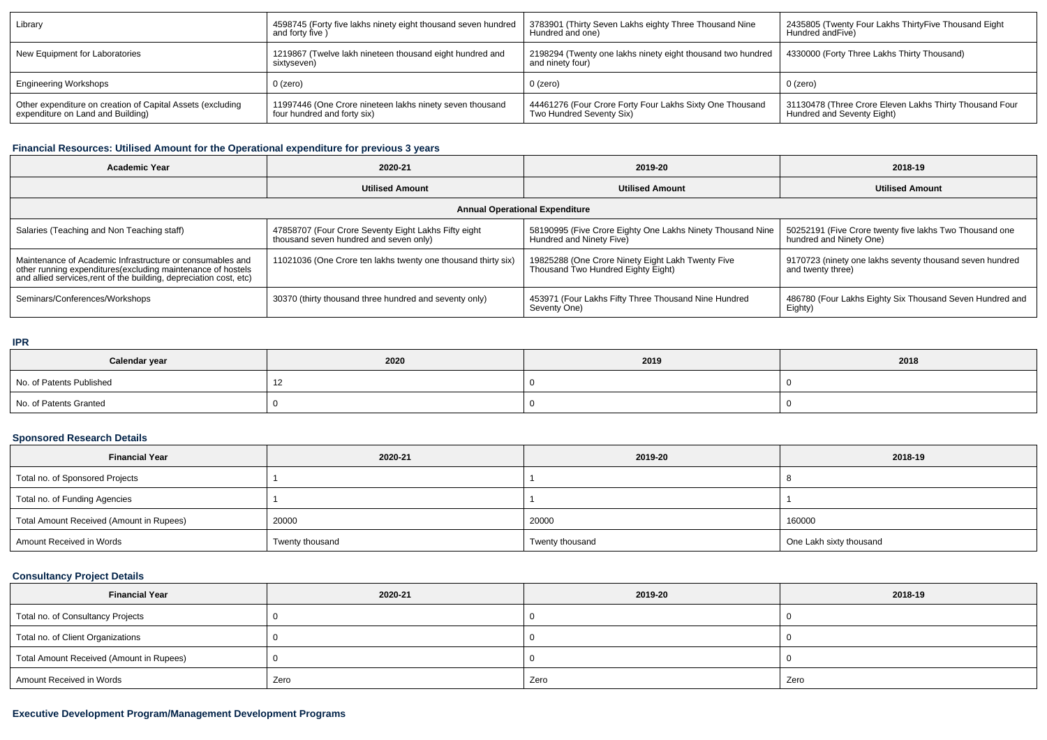| Library | 4598745 (Forty five lakhs ninety eight thousand seven hundred and forty five ) | 3783901 (Thirty Seven Lakhs eighty Three Thousand Nine Hundred and one) | 2435805 (Twenty Four Lakhs ThirtyFive Thousand Eight Hundred andFive) |
|---|---|---|---|
| New Equipment for Laboratories | 1219867 (Twelve lakh nineteen thousand eight hundred and sixtyseven) | 2198294 (Twenty one lakhs ninety eight thousand two hundred and ninety four) | 4330000 (Forty Three Lakhs Thirty Thousand) |
| Engineering Workshops | 0 (zero) | 0 (zero) | 0 (zero) |
| Other expenditure on creation of Capital Assets (excluding expenditure on Land and Building) | 11997446 (One Crore nineteen lakhs ninety seven thousand four hundred and forty six) | 44461276 (Four Crore Forty Four Lakhs Sixty One Thousand Two Hundred Seventy Six) | 31130478 (Three Crore Eleven Lakhs Thirty Thousand Four Hundred and Seventy Eight) |

### Financial Resources: Utilised Amount for the Operational expenditure for previous 3 years

| Academic Year | 2020-21 | 2019-20 | 2018-19 |
|---|---|---|---|
| | Utilised Amount | Utilised Amount | Utilised Amount |
| Annual Operational Expenditure | | | |
| Salaries (Teaching and Non Teaching staff) | 47858707 (Four Crore Seventy Eight Lakhs Fifty eight thousand seven hundred and seven only) | 58190995 (Five Crore Eighty One Lakhs Ninety Thousand Nine Hundred and Ninety Five) | 50252191 (Five Crore twenty five lakhs Two Thousand one hundred and Ninety One) |
| Maintenance of Academic Infrastructure or consumables and other running expenditures(excluding maintenance of hostels and allied services,rent of the building, depreciation cost, etc) | 11021036 (One Crore ten lakhs twenty one thousand thirty six) | 19825288 (One Crore Ninety Eight Lakh Twenty Five Thousand Two Hundred Eighty Eight) | 9170723 (ninety one lakhs seventy thousand seven hundred and twenty three) |
| Seminars/Conferences/Workshops | 30370 (thirty thousand three hundred and seventy only) | 453971 (Four Lakhs Fifty Three Thousand Nine Hundred Seventy One) | 486780 (Four Lakhs Eighty Six Thousand Seven Hundred and Eighty) |

### IPR

| Calendar year | 2020 | 2019 | 2018 |
|---|---|---|---|
| No. of Patents Published | 12 | 0 | 0 |
| No. of Patents Granted | 0 | 0 | 0 |

### Sponsored Research Details

| Financial Year | 2020-21 | 2019-20 | 2018-19 |
|---|---|---|---|
| Total no. of Sponsored Projects | 1 | 1 | 8 |
| Total no. of Funding Agencies | 1 | 1 | 1 |
| Total Amount Received (Amount in Rupees) | 20000 | 20000 | 160000 |
| Amount Received in Words | Twenty thousand | Twenty thousand | One Lakh sixty thousand |

### Consultancy Project Details

| Financial Year | 2020-21 | 2019-20 | 2018-19 |
|---|---|---|---|
| Total no. of Consultancy Projects | 0 | 0 | 0 |
| Total no. of Client Organizations | 0 | 0 | 0 |
| Total Amount Received (Amount in Rupees) | 0 | 0 | 0 |
| Amount Received in Words | Zero | Zero | Zero |

### Executive Development Program/Management Development Programs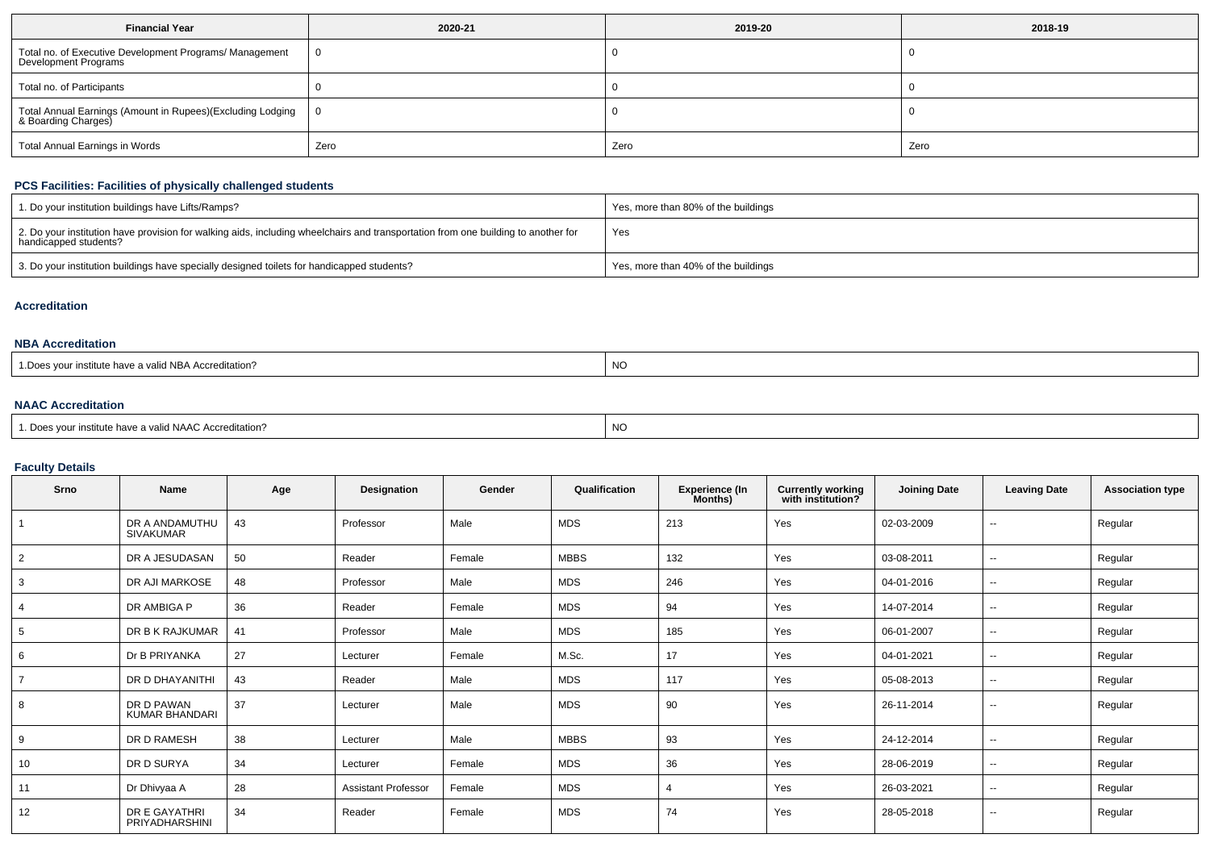| Financial Year | 2020-21 | 2019-20 | 2018-19 |
|---|---|---|---|
| Total no. of Executive Development Programs/ Management Development Programs | 0 | 0 | 0 |
| Total no. of Participants | 0 | 0 | 0 |
| Total Annual Earnings (Amount in Rupees)(Excluding Lodging & Boarding Charges) | 0 | 0 | 0 |
| Total Annual Earnings in Words | Zero | Zero | Zero |

### PCS Facilities: Facilities of physically challenged students

| | |
|---|---|
| 1. Do your institution buildings have Lifts/Ramps? | Yes, more than 80% of the buildings |
| 2. Do your institution have provision for walking aids, including wheelchairs and transportation from one building to another for handicapped students? | Yes |
| 3. Do your institution buildings have specially designed toilets for handicapped students? | Yes, more than 40% of the buildings |

### Accreditation

#### NBA Accreditation

| | |
|---|---|
| 1.Does your institute have a valid NBA Accreditation? | NO |

#### NAAC Accreditation

| | |
|---|---|
| 1. Does your institute have a valid NAAC Accreditation? | NO |

### Faculty Details

| Srno | Name | Age | Designation | Gender | Qualification | Experience (In Months) | Currently working with institution? | Joining Date | Leaving Date | Association type |
|---|---|---|---|---|---|---|---|---|---|---|
| 1 | DR A ANDAMUTHU SIVAKUMAR | 43 | Professor | Male | MDS | 213 | Yes | 02-03-2009 | -- | Regular |
| 2 | DR A JESUDASAN | 50 | Reader | Female | MBBS | 132 | Yes | 03-08-2011 | -- | Regular |
| 3 | DR AJI MARKOSE | 48 | Professor | Male | MDS | 246 | Yes | 04-01-2016 | -- | Regular |
| 4 | DR AMBIGA P | 36 | Reader | Female | MDS | 94 | Yes | 14-07-2014 | -- | Regular |
| 5 | DR B K RAJKUMAR | 41 | Professor | Male | MDS | 185 | Yes | 06-01-2007 | -- | Regular |
| 6 | Dr B PRIYANKA | 27 | Lecturer | Female | M.Sc. | 17 | Yes | 04-01-2021 | -- | Regular |
| 7 | DR D DHAYANITHI | 43 | Reader | Male | MDS | 117 | Yes | 05-08-2013 | -- | Regular |
| 8 | DR D PAWAN KUMAR BHANDARI | 37 | Lecturer | Male | MDS | 90 | Yes | 26-11-2014 | -- | Regular |
| 9 | DR D RAMESH | 38 | Lecturer | Male | MBBS | 93 | Yes | 24-12-2014 | -- | Regular |
| 10 | DR D SURYA | 34 | Lecturer | Female | MDS | 36 | Yes | 28-06-2019 | -- | Regular |
| 11 | Dr Dhivyaa A | 28 | Assistant Professor | Female | MDS | 4 | Yes | 26-03-2021 | -- | Regular |
| 12 | DR E GAYATHRI PRIYADHARSHINI | 34 | Reader | Female | MDS | 74 | Yes | 28-05-2018 | -- | Regular |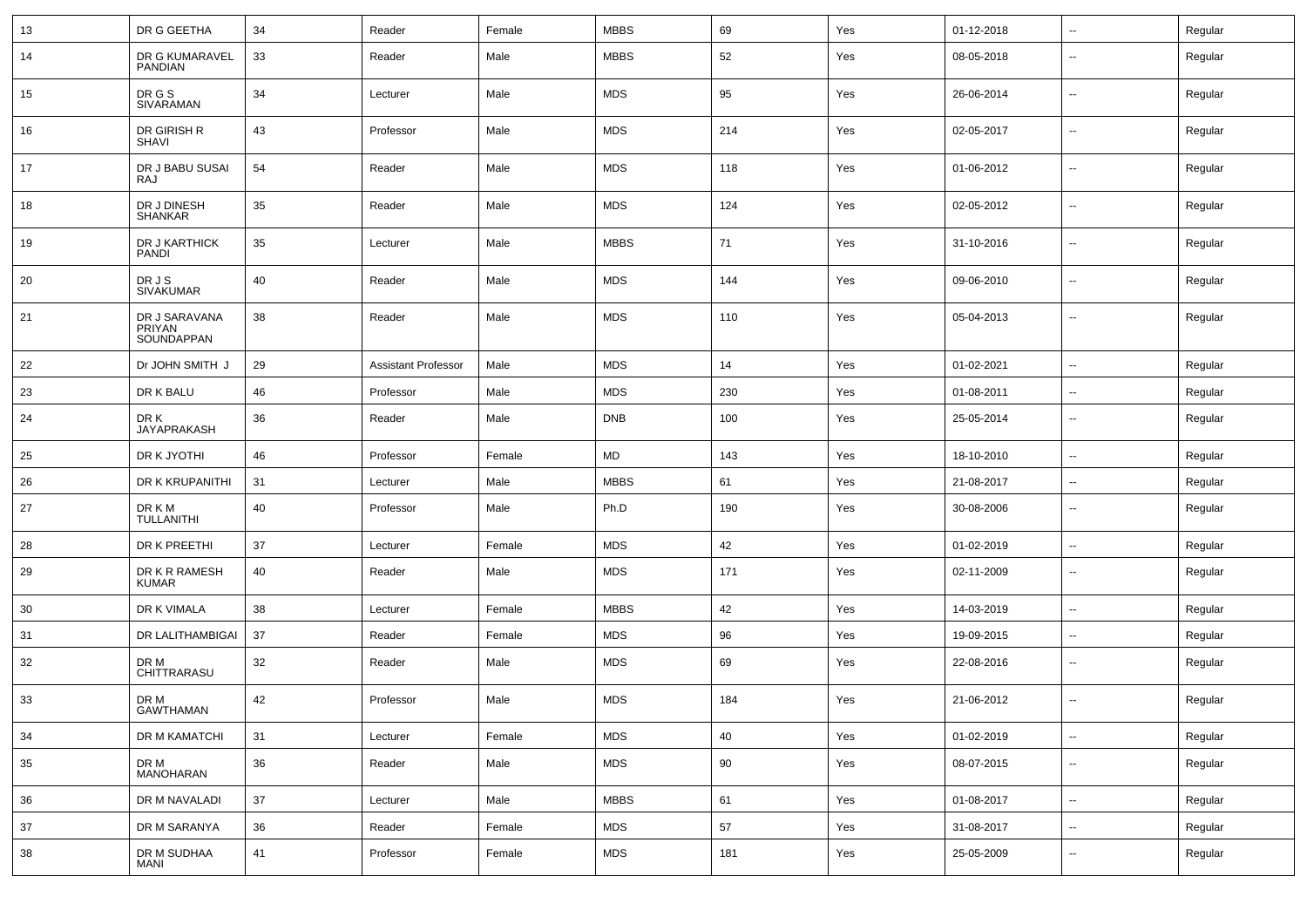| 13 | DR G GEETHA | 34 | Reader | Female | MBBS | 69 | Yes | 01-12-2018 | -- | Regular |
|---|---|---|---|---|---|---|---|---|---|---|
| 14 | DR G KUMARAVEL PANDIAN | 33 | Reader | Male | MBBS | 52 | Yes | 08-05-2018 | -- | Regular |
| 15 | DR G S SIVARAMAN | 34 | Lecturer | Male | MDS | 95 | Yes | 26-06-2014 | -- | Regular |
| 16 | DR GIRISH R SHAVI | 43 | Professor | Male | MDS | 214 | Yes | 02-05-2017 | -- | Regular |
| 17 | DR J BABU SUSAI RAJ | 54 | Reader | Male | MDS | 118 | Yes | 01-06-2012 | -- | Regular |
| 18 | DR J DINESH SHANKAR | 35 | Reader | Male | MDS | 124 | Yes | 02-05-2012 | -- | Regular |
| 19 | DR J KARTHICK PANDI | 35 | Lecturer | Male | MBBS | 71 | Yes | 31-10-2016 | -- | Regular |
| 20 | DR J S SIVAKUMAR | 40 | Reader | Male | MDS | 144 | Yes | 09-06-2010 | -- | Regular |
| 21 | DR J SARAVANA PRIYAN SOUNDAPPAN | 38 | Reader | Male | MDS | 110 | Yes | 05-04-2013 | -- | Regular |
| 22 | Dr JOHN SMITH J | 29 | Assistant Professor | Male | MDS | 14 | Yes | 01-02-2021 | -- | Regular |
| 23 | DR K BALU | 46 | Professor | Male | MDS | 230 | Yes | 01-08-2011 | -- | Regular |
| 24 | DR K JAYAPRAKASH | 36 | Reader | Male | DNB | 100 | Yes | 25-05-2014 | -- | Regular |
| 25 | DR K JYOTHI | 46 | Professor | Female | MD | 143 | Yes | 18-10-2010 | -- | Regular |
| 26 | DR K KRUPANITHI | 31 | Lecturer | Male | MBBS | 61 | Yes | 21-08-2017 | -- | Regular |
| 27 | DR K M TULLANITHI | 40 | Professor | Male | Ph.D | 190 | Yes | 30-08-2006 | -- | Regular |
| 28 | DR K PREETHI | 37 | Lecturer | Female | MDS | 42 | Yes | 01-02-2019 | -- | Regular |
| 29 | DR K R RAMESH KUMAR | 40 | Reader | Male | MDS | 171 | Yes | 02-11-2009 | -- | Regular |
| 30 | DR K VIMALA | 38 | Lecturer | Female | MBBS | 42 | Yes | 14-03-2019 | -- | Regular |
| 31 | DR LALITHAMBIGAI | 37 | Reader | Female | MDS | 96 | Yes | 19-09-2015 | -- | Regular |
| 32 | DR M CHITTRARASU | 32 | Reader | Male | MDS | 69 | Yes | 22-08-2016 | -- | Regular |
| 33 | DR M GAWTHAMAN | 42 | Professor | Male | MDS | 184 | Yes | 21-06-2012 | -- | Regular |
| 34 | DR M KAMATCHI | 31 | Lecturer | Female | MDS | 40 | Yes | 01-02-2019 | -- | Regular |
| 35 | DR M MANOHARAN | 36 | Reader | Male | MDS | 90 | Yes | 08-07-2015 | -- | Regular |
| 36 | DR M NAVALADI | 37 | Lecturer | Male | MBBS | 61 | Yes | 01-08-2017 | -- | Regular |
| 37 | DR M SARANYA | 36 | Reader | Female | MDS | 57 | Yes | 31-08-2017 | -- | Regular |
| 38 | DR M SUDHAA MANI | 41 | Professor | Female | MDS | 181 | Yes | 25-05-2009 | -- | Regular |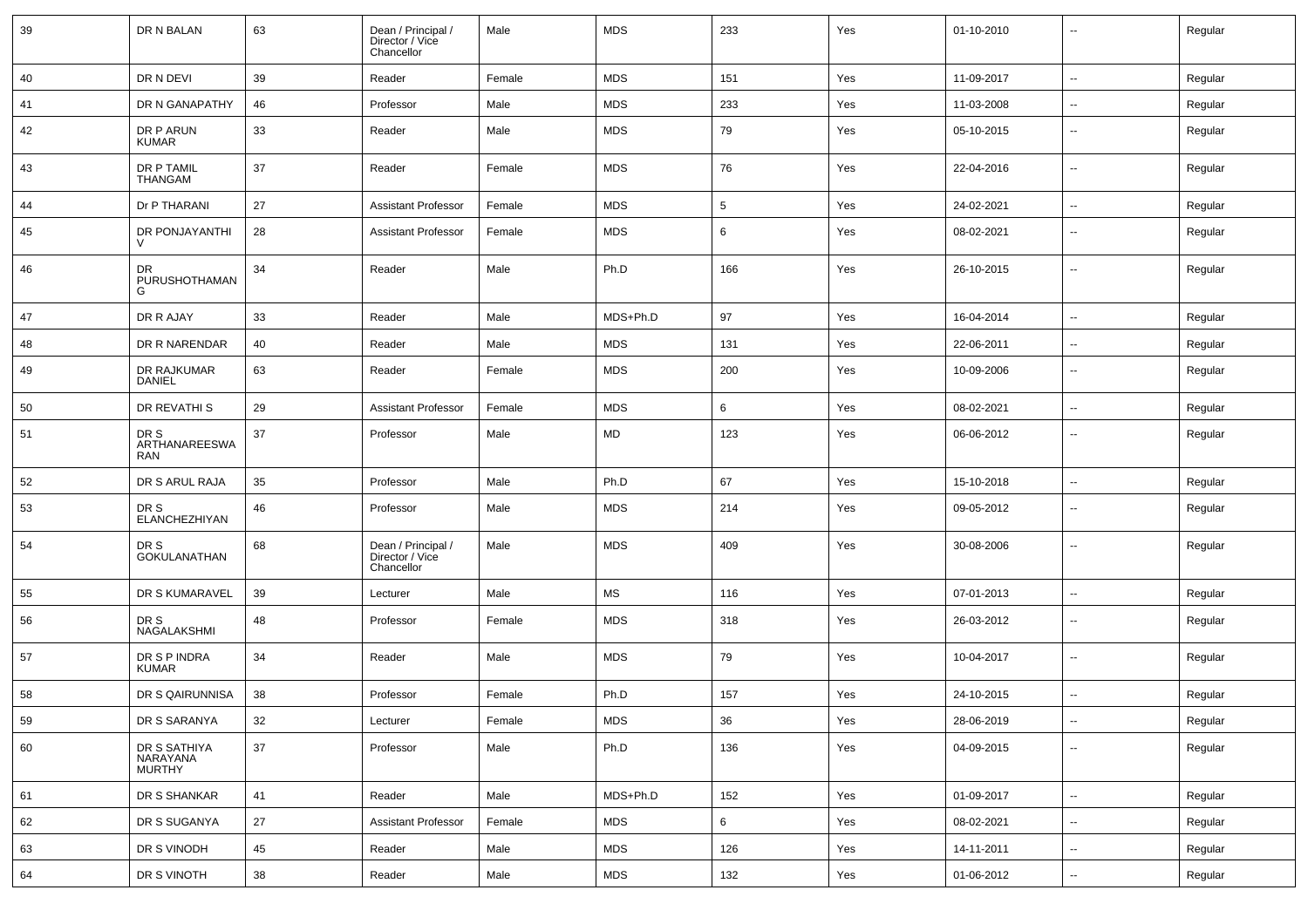| 39 | DR N BALAN | 63 | Dean / Principal / Director / Vice Chancellor | Male | MDS | 233 | Yes | 01-10-2010 | -- | Regular |
|---|---|---|---|---|---|---|---|---|---|---|
| 40 | DR N DEVI | 39 | Reader | Female | MDS | 151 | Yes | 11-09-2017 | -- | Regular |
| 41 | DR N GANAPATHY | 46 | Professor | Male | MDS | 233 | Yes | 11-03-2008 | -- | Regular |
| 42 | DR P ARUN KUMAR | 33 | Reader | Male | MDS | 79 | Yes | 05-10-2015 | -- | Regular |
| 43 | DR P TAMIL THANGAM | 37 | Reader | Female | MDS | 76 | Yes | 22-04-2016 | -- | Regular |
| 44 | Dr P THARANI | 27 | Assistant Professor | Female | MDS | 5 | Yes | 24-02-2021 | -- | Regular |
| 45 | DR PONJAYANTHI V | 28 | Assistant Professor | Female | MDS | 6 | Yes | 08-02-2021 | -- | Regular |
| 46 | DR PURUSHOTHAMAN G | 34 | Reader | Male | Ph.D | 166 | Yes | 26-10-2015 | -- | Regular |
| 47 | DR R AJAY | 33 | Reader | Male | MDS+Ph.D | 97 | Yes | 16-04-2014 | -- | Regular |
| 48 | DR R NARENDAR | 40 | Reader | Male | MDS | 131 | Yes | 22-06-2011 | -- | Regular |
| 49 | DR RAJKUMAR DANIEL | 63 | Reader | Female | MDS | 200 | Yes | 10-09-2006 | -- | Regular |
| 50 | DR REVATHI S | 29 | Assistant Professor | Female | MDS | 6 | Yes | 08-02-2021 | -- | Regular |
| 51 | DR S ARTHANAREESWARAN | 37 | Professor | Male | MD | 123 | Yes | 06-06-2012 | -- | Regular |
| 52 | DR S ARUL RAJA | 35 | Professor | Male | Ph.D | 67 | Yes | 15-10-2018 | -- | Regular |
| 53 | DR S ELANCHEZHIYAN | 46 | Professor | Male | MDS | 214 | Yes | 09-05-2012 | -- | Regular |
| 54 | DR S GOKULANATHAN | 68 | Dean / Principal / Director / Vice Chancellor | Male | MDS | 409 | Yes | 30-08-2006 | -- | Regular |
| 55 | DR S KUMARAVEL | 39 | Lecturer | Male | MS | 116 | Yes | 07-01-2013 | -- | Regular |
| 56 | DR S NAGALAKSHMI | 48 | Professor | Female | MDS | 318 | Yes | 26-03-2012 | -- | Regular |
| 57 | DR S P INDRA KUMAR | 34 | Reader | Male | MDS | 79 | Yes | 10-04-2017 | -- | Regular |
| 58 | DR S QAIRUNNISA | 38 | Professor | Female | Ph.D | 157 | Yes | 24-10-2015 | -- | Regular |
| 59 | DR S SARANYA | 32 | Lecturer | Female | MDS | 36 | Yes | 28-06-2019 | -- | Regular |
| 60 | DR S SATHIYA NARAYANA MURTHY | 37 | Professor | Male | Ph.D | 136 | Yes | 04-09-2015 | -- | Regular |
| 61 | DR S SHANKAR | 41 | Reader | Male | MDS+Ph.D | 152 | Yes | 01-09-2017 | -- | Regular |
| 62 | DR S SUGANYA | 27 | Assistant Professor | Female | MDS | 6 | Yes | 08-02-2021 | -- | Regular |
| 63 | DR S VINODH | 45 | Reader | Male | MDS | 126 | Yes | 14-11-2011 | -- | Regular |
| 64 | DR S VINOTH | 38 | Reader | Male | MDS | 132 | Yes | 01-06-2012 | -- | Regular |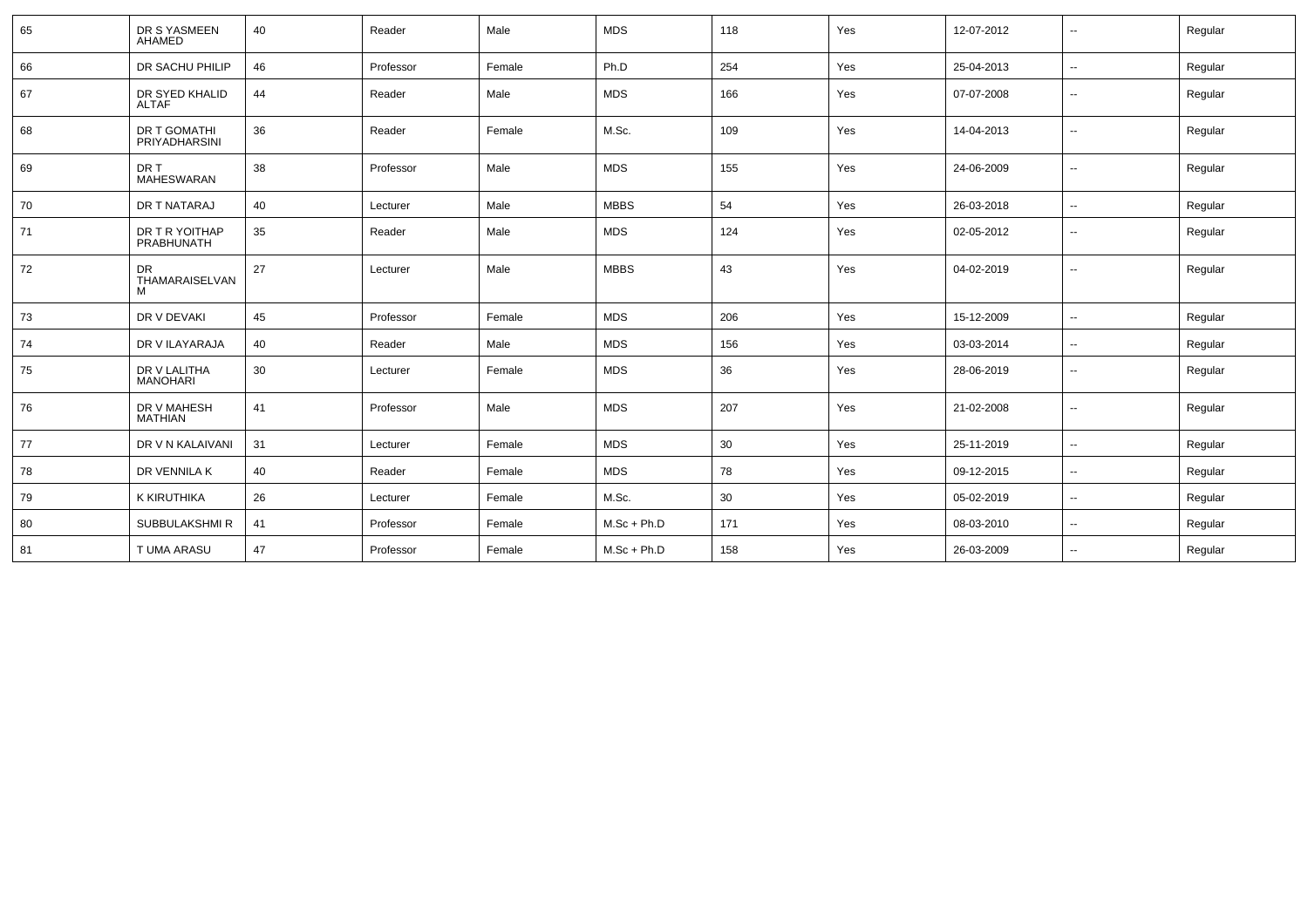| | | | | | | | | | | |
|---|---|---|---|---|---|---|---|---|---|---|
| 65 | DR S YASMEEN AHAMED | 40 | Reader | Male | MDS | 118 | Yes | 12-07-2012 | -- | Regular |
| 66 | DR SACHU PHILIP | 46 | Professor | Female | Ph.D | 254 | Yes | 25-04-2013 | -- | Regular |
| 67 | DR SYED KHALID ALTAF | 44 | Reader | Male | MDS | 166 | Yes | 07-07-2008 | -- | Regular |
| 68 | DR T GOMATHI PRIYADHARSINI | 36 | Reader | Female | M.Sc. | 109 | Yes | 14-04-2013 | -- | Regular |
| 69 | DR T MAHESWARAN | 38 | Professor | Male | MDS | 155 | Yes | 24-06-2009 | -- | Regular |
| 70 | DR T NATARAJ | 40 | Lecturer | Male | MBBS | 54 | Yes | 26-03-2018 | -- | Regular |
| 71 | DR T R YOITHAP PRABHUNATH | 35 | Reader | Male | MDS | 124 | Yes | 02-05-2012 | -- | Regular |
| 72 | DR THAMARAISELVAN M | 27 | Lecturer | Male | MBBS | 43 | Yes | 04-02-2019 | -- | Regular |
| 73 | DR V DEVAKI | 45 | Professor | Female | MDS | 206 | Yes | 15-12-2009 | -- | Regular |
| 74 | DR V ILAYARAJA | 40 | Reader | Male | MDS | 156 | Yes | 03-03-2014 | -- | Regular |
| 75 | DR V LALITHA MANOHARI | 30 | Lecturer | Female | MDS | 36 | Yes | 28-06-2019 | -- | Regular |
| 76 | DR V MAHESH MATHIAN | 41 | Professor | Male | MDS | 207 | Yes | 21-02-2008 | -- | Regular |
| 77 | DR V N KALAIVANI | 31 | Lecturer | Female | MDS | 30 | Yes | 25-11-2019 | -- | Regular |
| 78 | DR VENNILA K | 40 | Reader | Female | MDS | 78 | Yes | 09-12-2015 | -- | Regular |
| 79 | K KIRUTHIKA | 26 | Lecturer | Female | M.Sc. | 30 | Yes | 05-02-2019 | -- | Regular |
| 80 | SUBBULAKSHMI R | 41 | Professor | Female | M.Sc + Ph.D | 171 | Yes | 08-03-2010 | -- | Regular |
| 81 | T UMA ARASU | 47 | Professor | Female | M.Sc + Ph.D | 158 | Yes | 26-03-2009 | -- | Regular |